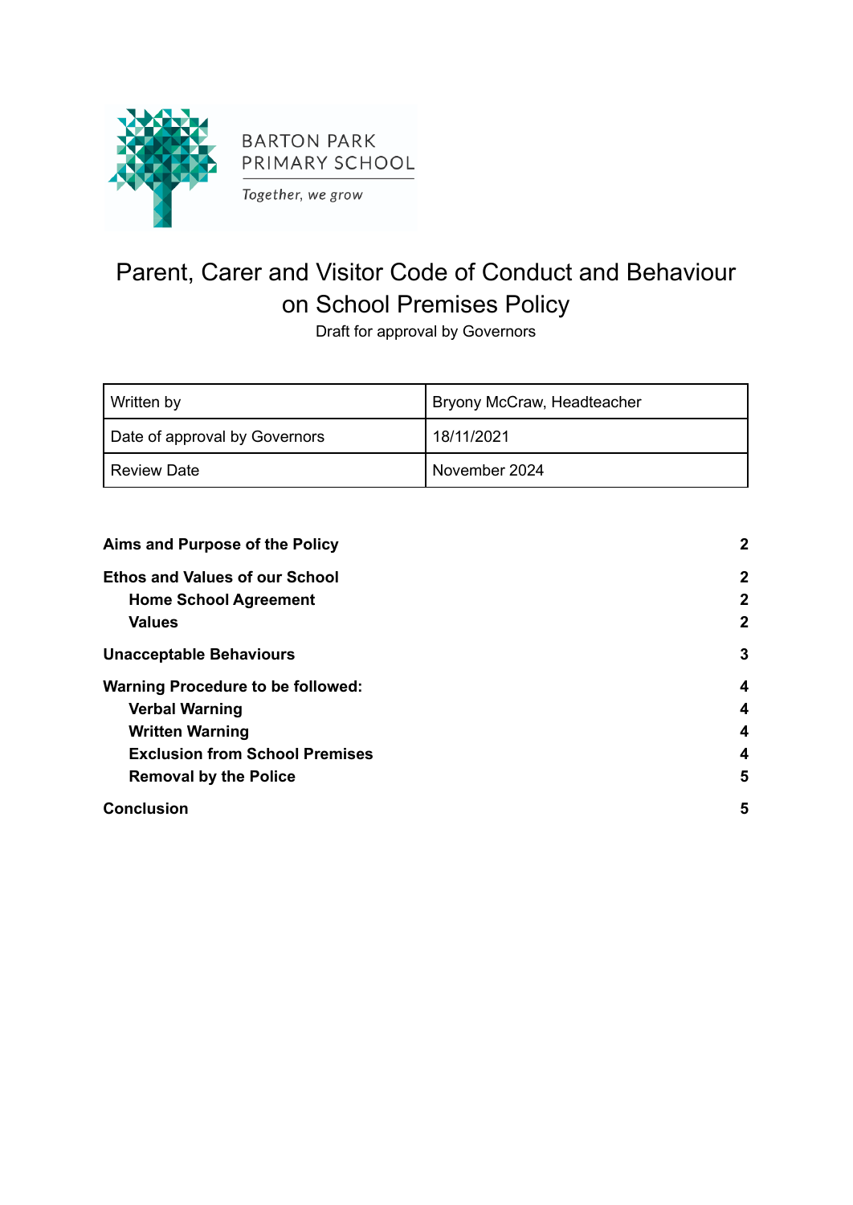BARTON PARK
PRIMARY SCHOOL

*Together, we grow*

# Parent, Carer and Visitor Code of Conduct and Behaviour on School Premises Policy

Draft for approval by Governors

| Written by | Bryony McCraw, Headteacher |
|---|---|
| Date of approval by Governors | 18/11/2021 |
| Review Date | November 2024 |

**Aims and Purpose of the Policy** **2**

**Ethos and Values of our School** **2**

- **Home School Agreement** **2**
- **Values** **2**

**Unacceptable Behaviours** **3**

**Warning Procedure to be followed:** **4**

- **Verbal Warning** **4**
- **Written Warning** **4**
- **Exclusion from School Premises** **4**
- **Removal by the Police** **5**

**Conclusion** **5**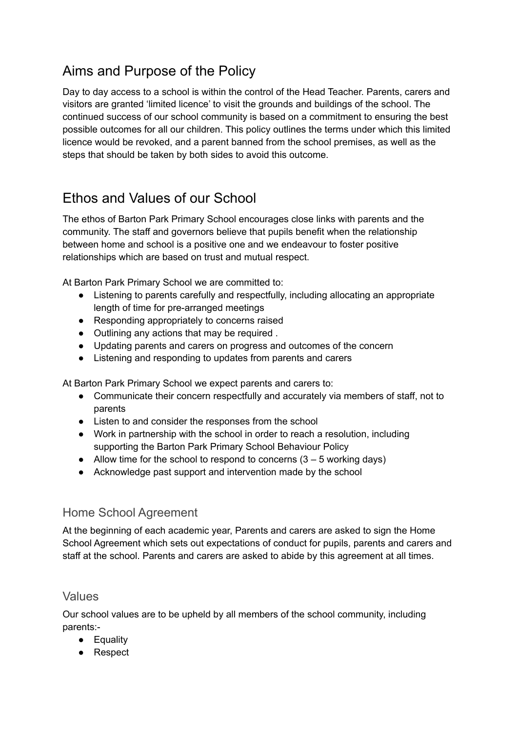## Aims and Purpose of the Policy

Day to day access to a school is within the control of the Head Teacher. Parents, carers and visitors are granted 'limited licence' to visit the grounds and buildings of the school. The continued success of our school community is based on a commitment to ensuring the best possible outcomes for all our children. This policy outlines the terms under which this limited licence would be revoked, and a parent banned from the school premises, as well as the steps that should be taken by both sides to avoid this outcome.

## Ethos and Values of our School

The ethos of Barton Park Primary School encourages close links with parents and the community. The staff and governors believe that pupils benefit when the relationship between home and school is a positive one and we endeavour to foster positive relationships which are based on trust and mutual respect.

At Barton Park Primary School we are committed to:

- Listening to parents carefully and respectfully, including allocating an appropriate length of time for pre-arranged meetings
- Responding appropriately to concerns raised
- Outlining any actions that may be required .
- Updating parents and carers on progress and outcomes of the concern
- Listening and responding to updates from parents and carers

At Barton Park Primary School we expect parents and carers to:

- Communicate their concern respectfully and accurately via members of staff, not to parents
- Listen to and consider the responses from the school
- Work in partnership with the school in order to reach a resolution, including supporting the Barton Park Primary School Behaviour Policy
- Allow time for the school to respond to concerns (3 – 5 working days)
- Acknowledge past support and intervention made by the school

### Home School Agreement

At the beginning of each academic year, Parents and carers are asked to sign the Home School Agreement which sets out expectations of conduct for pupils, parents and carers and staff at the school. Parents and carers are asked to abide by this agreement at all times.

### Values

Our school values are to be upheld by all members of the school community, including parents:-

- Equality
- Respect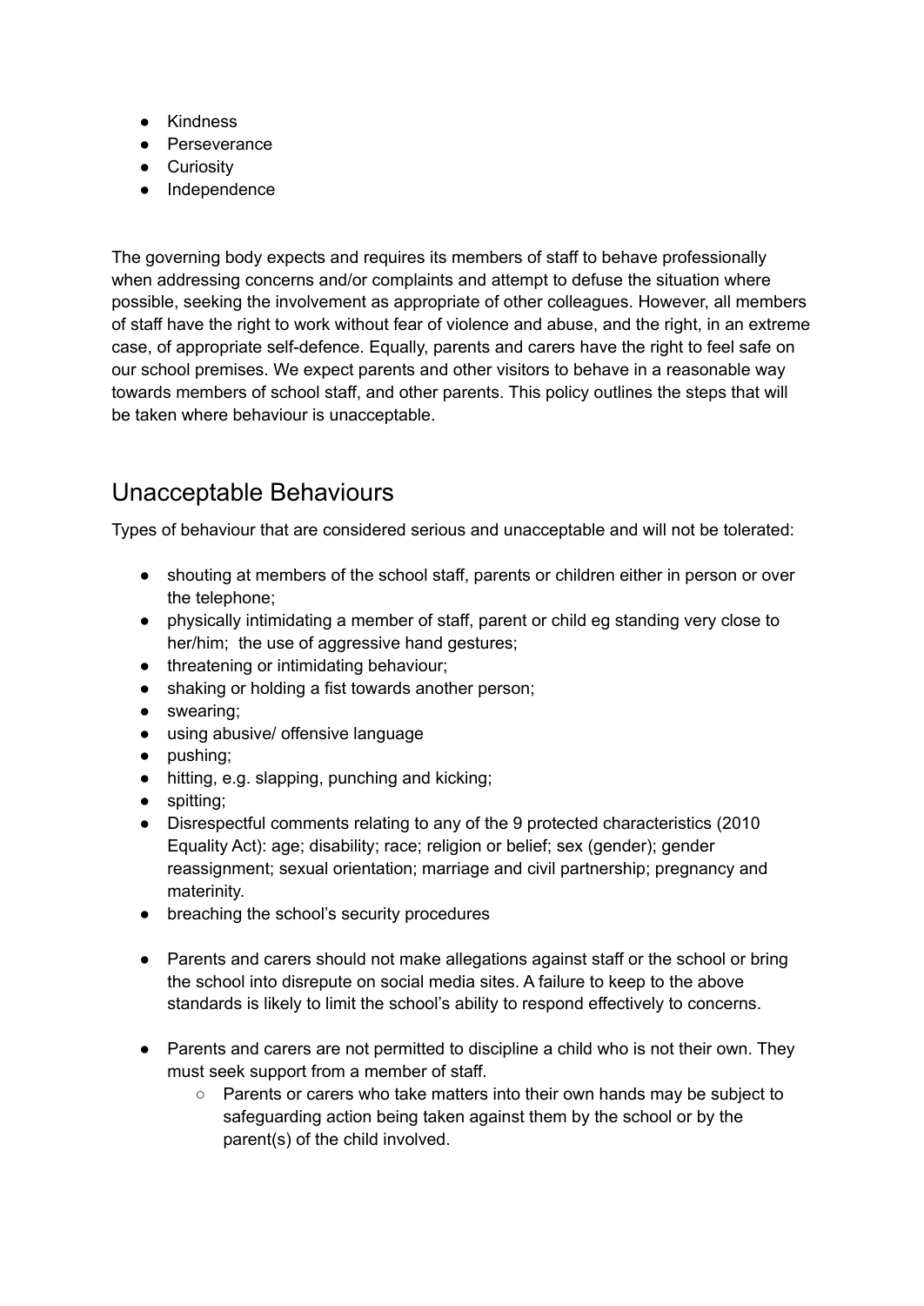- Kindness
- Perseverance
- Curiosity
- Independence

The governing body expects and requires its members of staff to behave professionally when addressing concerns and/or complaints and attempt to defuse the situation where possible, seeking the involvement as appropriate of other colleagues. However, all members of staff have the right to work without fear of violence and abuse, and the right, in an extreme case, of appropriate self-defence. Equally, parents and carers have the right to feel safe on our school premises. We expect parents and other visitors to behave in a reasonable way towards members of school staff, and other parents. This policy outlines the steps that will be taken where behaviour is unacceptable.

## Unacceptable Behaviours

Types of behaviour that are considered serious and unacceptable and will not be tolerated:

- shouting at members of the school staff, parents or children either in person or over the telephone;
- physically intimidating a member of staff, parent or child eg standing very close to her/him; the use of aggressive hand gestures;
- threatening or intimidating behaviour;
- shaking or holding a fist towards another person;
- swearing;
- using abusive/ offensive language
- pushing;
- hitting, e.g. slapping, punching and kicking;
- spitting;
- Disrespectful comments relating to any of the 9 protected characteristics (2010 Equality Act): age; disability; race; religion or belief; sex (gender); gender reassignment; sexual orientation; marriage and civil partnership; pregnancy and materinity.
- breaching the school's security procedures

- Parents and carers should not make allegations against staff or the school or bring the school into disrepute on social media sites. A failure to keep to the above standards is likely to limit the school's ability to respond effectively to concerns.

- Parents and carers are not permitted to discipline a child who is not their own. They must seek support from a member of staff.
  - Parents or carers who take matters into their own hands may be subject to safeguarding action being taken against them by the school or by the parent(s) of the child involved.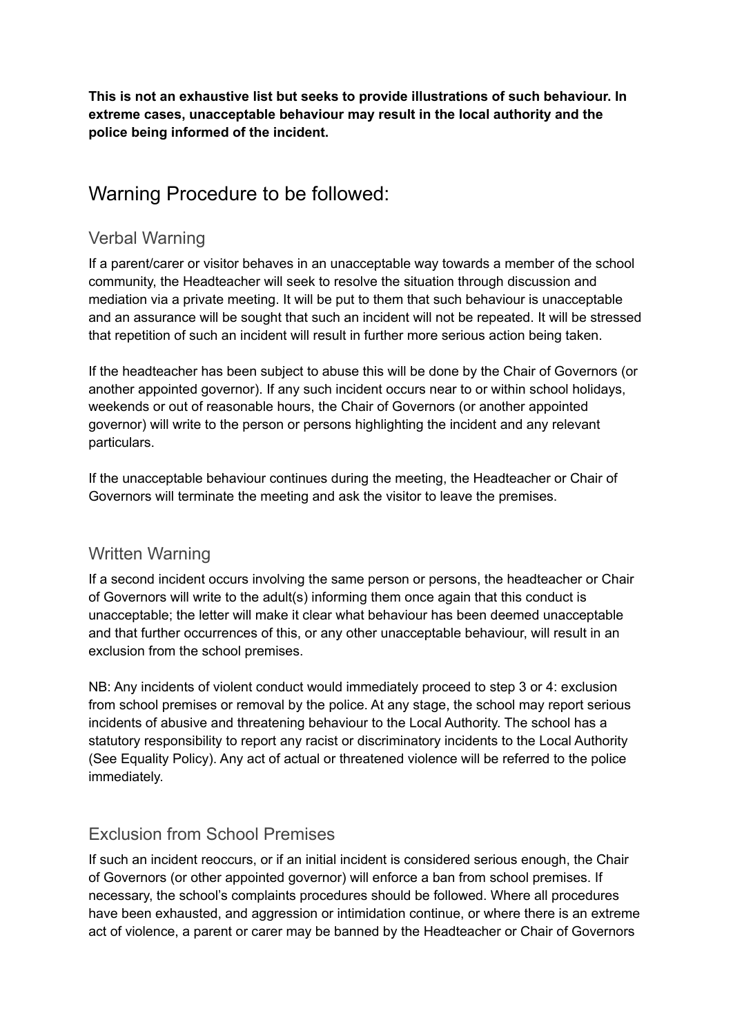**This is not an exhaustive list but seeks to provide illustrations of such behaviour. In extreme cases, unacceptable behaviour may result in the local authority and the police being informed of the incident.**

# Warning Procedure to be followed:

## Verbal Warning

If a parent/carer or visitor behaves in an unacceptable way towards a member of the school community, the Headteacher will seek to resolve the situation through discussion and mediation via a private meeting. It will be put to them that such behaviour is unacceptable and an assurance will be sought that such an incident will not be repeated. It will be stressed that repetition of such an incident will result in further more serious action being taken.

If the headteacher has been subject to abuse this will be done by the Chair of Governors (or another appointed governor). If any such incident occurs near to or within school holidays, weekends or out of reasonable hours, the Chair of Governors (or another appointed governor) will write to the person or persons highlighting the incident and any relevant particulars.

If the unacceptable behaviour continues during the meeting, the Headteacher or Chair of Governors will terminate the meeting and ask the visitor to leave the premises.

## Written Warning

If a second incident occurs involving the same person or persons, the headteacher or Chair of Governors will write to the adult(s) informing them once again that this conduct is unacceptable; the letter will make it clear what behaviour has been deemed unacceptable and that further occurrences of this, or any other unacceptable behaviour, will result in an exclusion from the school premises.

NB: Any incidents of violent conduct would immediately proceed to step 3 or 4: exclusion from school premises or removal by the police. At any stage, the school may report serious incidents of abusive and threatening behaviour to the Local Authority. The school has a statutory responsibility to report any racist or discriminatory incidents to the Local Authority (See Equality Policy). Any act of actual or threatened violence will be referred to the police immediately.

## Exclusion from School Premises

If such an incident reoccurs, or if an initial incident is considered serious enough, the Chair of Governors (or other appointed governor) will enforce a ban from school premises. If necessary, the school's complaints procedures should be followed. Where all procedures have been exhausted, and aggression or intimidation continue, or where there is an extreme act of violence, a parent or carer may be banned by the Headteacher or Chair of Governors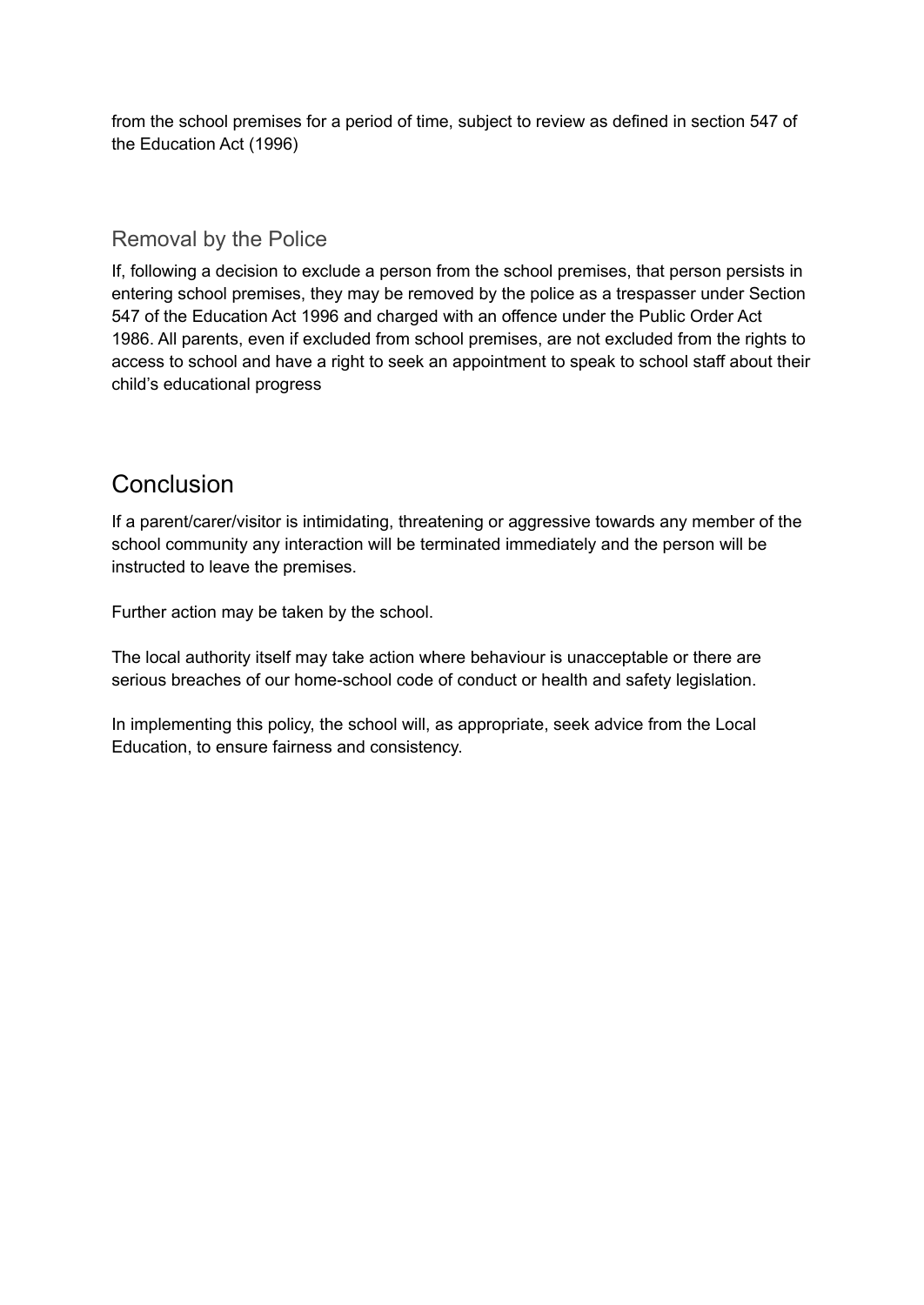from the school premises for a period of time, subject to review as defined in section 547 of the Education Act (1996)

### Removal by the Police

If, following a decision to exclude a person from the school premises, that person persists in entering school premises, they may be removed by the police as a trespasser under Section 547 of the Education Act 1996 and charged with an offence under the Public Order Act 1986. All parents, even if excluded from school premises, are not excluded from the rights to access to school and have a right to seek an appointment to speak to school staff about their child's educational progress

## Conclusion

If a parent/carer/visitor is intimidating, threatening or aggressive towards any member of the school community any interaction will be terminated immediately and the person will be instructed to leave the premises.

Further action may be taken by the school.

The local authority itself may take action where behaviour is unacceptable or there are serious breaches of our home-school code of conduct or health and safety legislation.

In implementing this policy, the school will, as appropriate, seek advice from the Local Education, to ensure fairness and consistency.